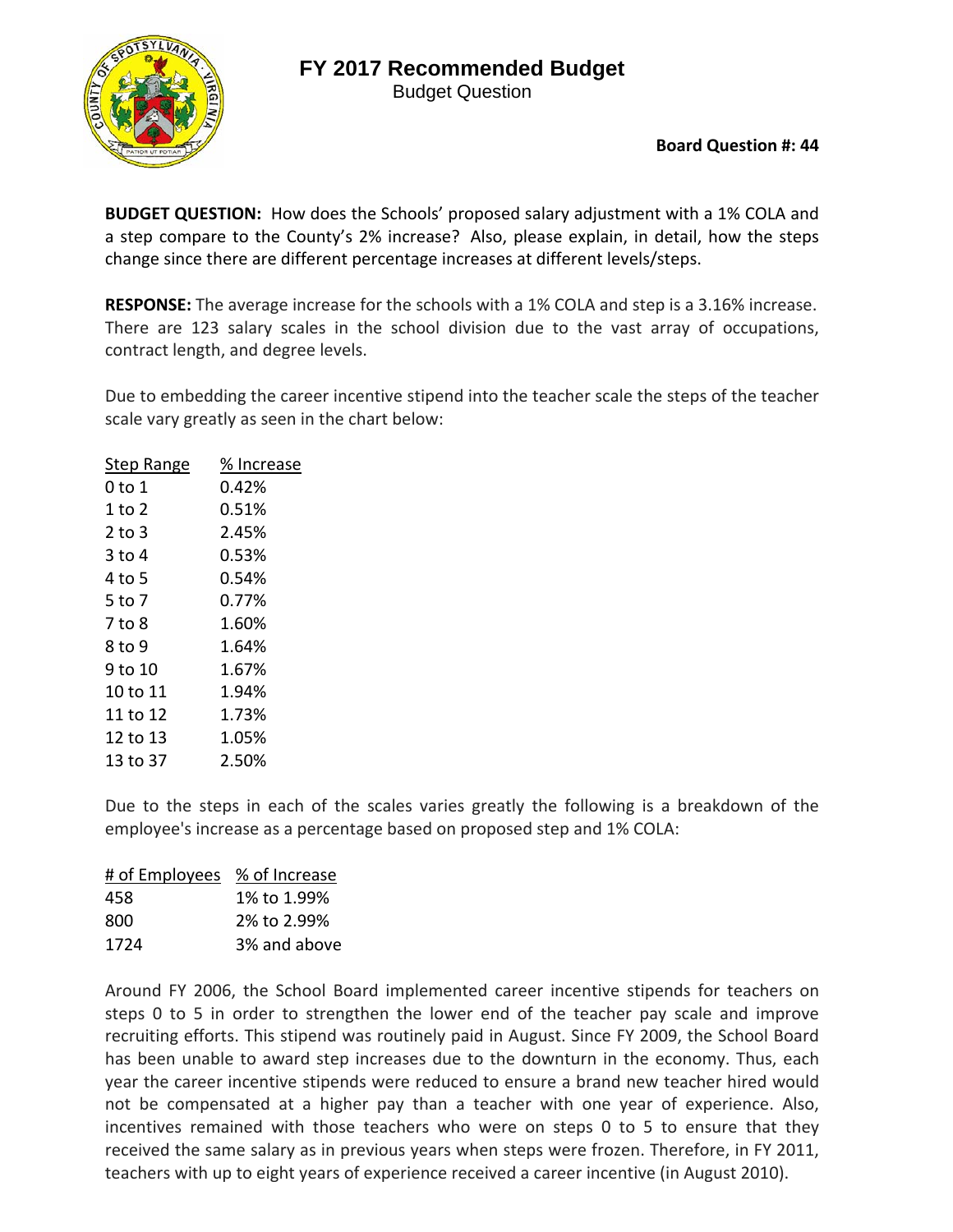# FY 2017 Recommended Budget

Budget Question

**Board Question #: 44**

**BUDGET QUESTION:** How does the Schools' proposed salary adjustment with a 1% COLA and a step compare to the County's 2% increase? Also, please explain, in detail, how the steps change since there are different percentage increases at different levels/steps.

**RESPONSE:** The average increase for the schools with a 1% COLA and step is a 3.16% increase. There are 123 salary scales in the school division due to the vast array of occupations, contract length, and degree levels.

Due to embedding the career incentive stipend into the teacher scale the steps of the teacher scale vary greatly as seen in the chart below:

| Step Range | % Increase |
|---|---|
| 0 to 1 | 0.42% |
| 1 to 2 | 0.51% |
| 2 to 3 | 2.45% |
| 3 to 4 | 0.53% |
| 4 to 5 | 0.54% |
| 5 to 7 | 0.77% |
| 7 to 8 | 1.60% |
| 8 to 9 | 1.64% |
| 9 to 10 | 1.67% |
| 10 to 11 | 1.94% |
| 11 to 12 | 1.73% |
| 12 to 13 | 1.05% |
| 13 to 37 | 2.50% |

Due to the steps in each of the scales varies greatly the following is a breakdown of the employee's increase as a percentage based on proposed step and 1% COLA:

| # of Employees | % of Increase |
|---|---|
| 458 | 1% to 1.99% |
| 800 | 2% to 2.99% |
| 1724 | 3% and above |

Around FY 2006, the School Board implemented career incentive stipends for teachers on steps 0 to 5 in order to strengthen the lower end of the teacher pay scale and improve recruiting efforts. This stipend was routinely paid in August. Since FY 2009, the School Board has been unable to award step increases due to the downturn in the economy. Thus, each year the career incentive stipends were reduced to ensure a brand new teacher hired would not be compensated at a higher pay than a teacher with one year of experience. Also, incentives remained with those teachers who were on steps 0 to 5 to ensure that they received the same salary as in previous years when steps were frozen. Therefore, in FY 2011, teachers with up to eight years of experience received a career incentive (in August 2010).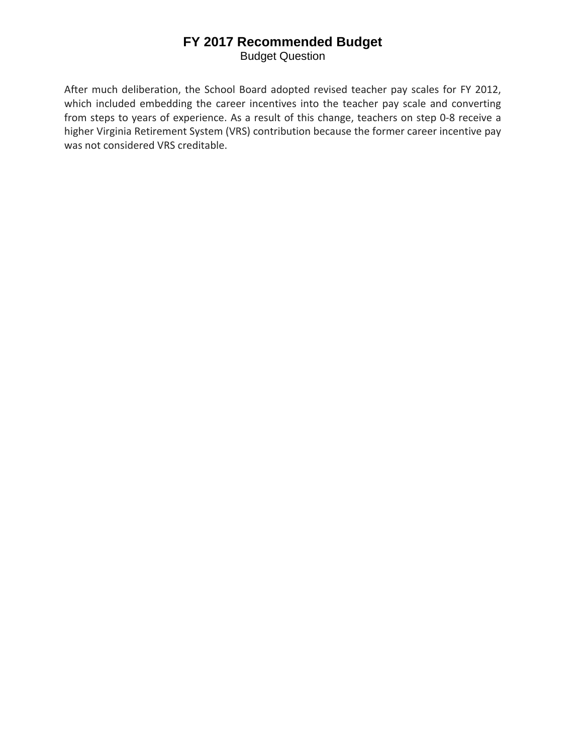# FY 2017 Recommended Budget

Budget Question

After much deliberation, the School Board adopted revised teacher pay scales for FY 2012, which included embedding the career incentives into the teacher pay scale and converting from steps to years of experience. As a result of this change, teachers on step 0-8 receive a higher Virginia Retirement System (VRS) contribution because the former career incentive pay was not considered VRS creditable.